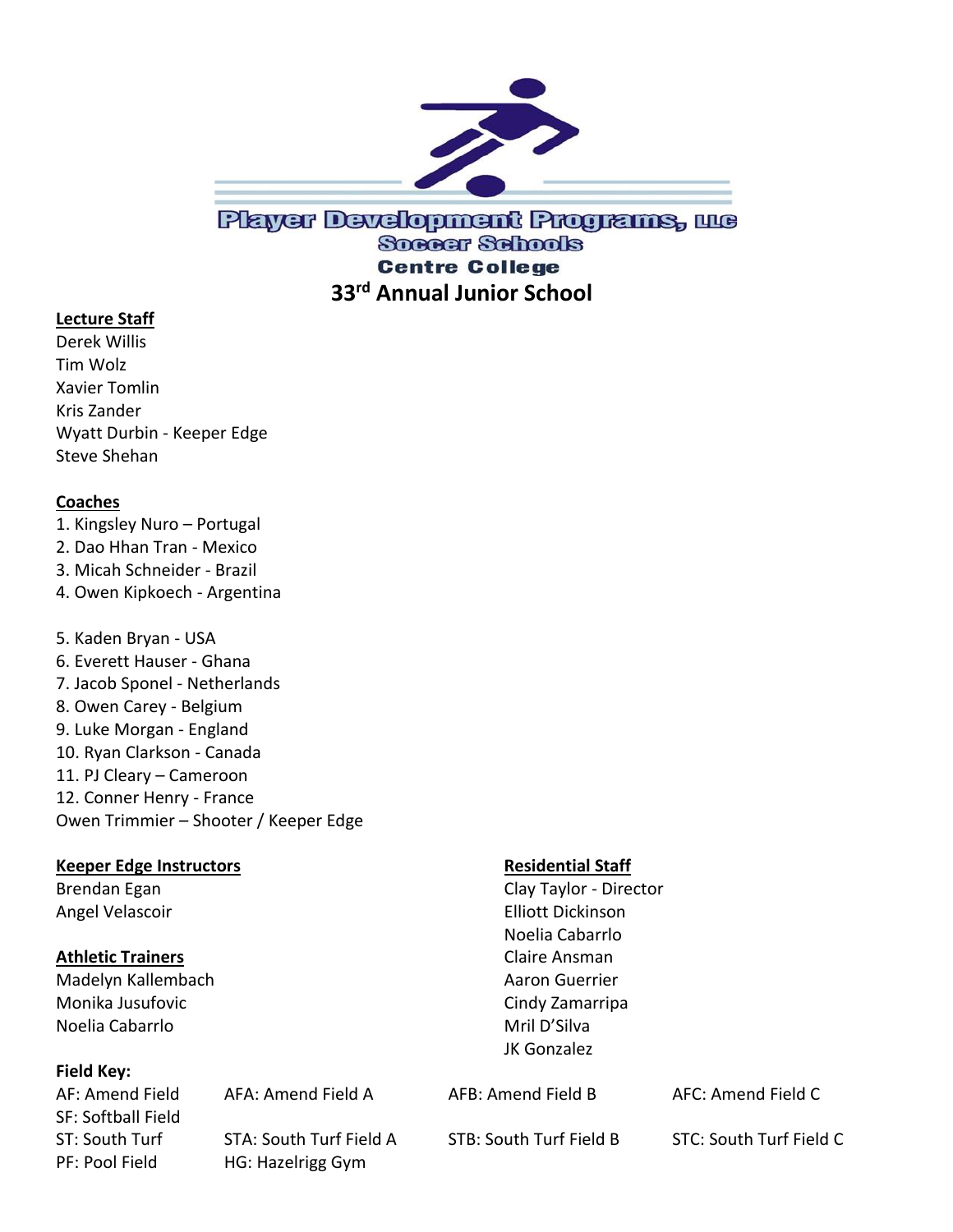# Player Development Programs, LLC

## Soccer Schools

### Centre College

## 33rd Annual Junior School

**Lecture Staff**

Derek Willis
Tim Wolz
Xavier Tomlin
Kris Zander
Wyatt Durbin - Keeper Edge
Steve Shehan

**Coaches**

1. Kingsley Nuro – Portugal
2. Dao Hhan Tran - Mexico
3. Micah Schneider - Brazil
4. Owen Kipkoech - Argentina

5. Kaden Bryan - USA
6. Everett Hauser - Ghana
7. Jacob Sponel - Netherlands
8. Owen Carey - Belgium
9. Luke Morgan - England
10. Ryan Clarkson - Canada
11. PJ Cleary – Cameroon
12. Conner Henry - France

Owen Trimmier – Shooter / Keeper Edge

**Keeper Edge Instructors**

Brendan Egan
Angel Velascoir

**Athletic Trainers**

Madelyn Kallembach
Monika Jusufovic
Noelia Cabarrlo

**Residential Staff**

Clay Taylor - Director
Elliott Dickinson
Noelia Cabarrlo
Claire Ansman
Aaron Guerrier
Cindy Zamarripa
Mril D'Silva
JK Gonzalez

**Field Key:**

| | | | |
|---|---|---|---|
| AF: Amend Field | AFA: Amend Field A | AFB: Amend Field B | AFC: Amend Field C |
| SF: Softball Field | | | |
| ST: South Turf | STA: South Turf Field A | STB: South Turf Field B | STC: South Turf Field C |
| PF: Pool Field | HG: Hazelrigg Gym | | |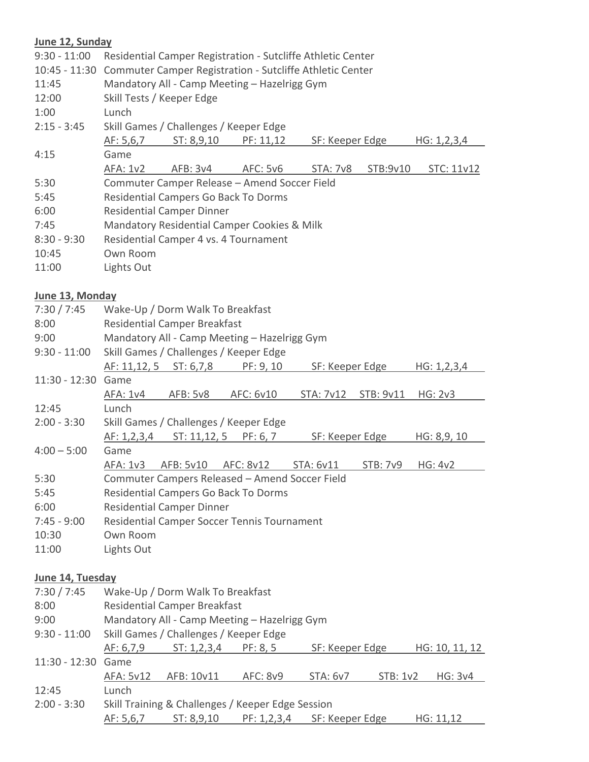**June 12, Sunday**

| | | | | | | |
|---|---|---|---|---|---|---|
| 9:30 - 11:00 | Residential Camper Registration - Sutcliffe Athletic Center | | | | | |
| 10:45 - 11:30 | Commuter Camper Registration - Sutcliffe Athletic Center | | | | | |
| 11:45 | Mandatory All - Camp Meeting – Hazelrigg Gym | | | | | |
| 12:00 | Skill Tests / Keeper Edge | | | | | |
| 1:00 | Lunch | | | | | |
| 2:15 - 3:45 | Skill Games / Challenges / Keeper Edge | | | | | |
| | AF: 5,6,7 | ST: 8,9,10 | PF: 11,12 | SF: Keeper Edge | HG: 1,2,3,4 | |
| 4:15 | Game | | | | | |
| | AFA: 1v2 | AFB: 3v4 | AFC: 5v6 | STA: 7v8 | STB:9v10 | STC: 11v12 |
| 5:30 | Commuter Camper Release – Amend Soccer Field | | | | | |
| 5:45 | Residential Campers Go Back To Dorms | | | | | |
| 6:00 | Residential Camper Dinner | | | | | |
| 7:45 | Mandatory Residential Camper Cookies & Milk | | | | | |
| 8:30 - 9:30 | Residential Camper 4 vs. 4 Tournament | | | | | |
| 10:45 | Own Room | | | | | |
| 11:00 | Lights Out | | | | | |

**June 13, Monday**

| | | | | | | |
|---|---|---|---|---|---|---|
| 7:30 / 7:45 | Wake-Up / Dorm Walk To Breakfast | | | | | |
| 8:00 | Residential Camper Breakfast | | | | | |
| 9:00 | Mandatory All - Camp Meeting – Hazelrigg Gym | | | | | |
| 9:30 - 11:00 | Skill Games / Challenges / Keeper Edge | | | | | |
| | AF: 11,12, 5 | ST: 6,7,8 | PF: 9, 10 | SF: Keeper Edge | HG: 1,2,3,4 | |
| 11:30 - 12:30 | Game | | | | | |
| | AFA: 1v4 | AFB: 5v8 | AFC: 6v10 | STA: 7v12 | STB: 9v11 | HG: 2v3 |
| 12:45 | Lunch | | | | | |
| 2:00 - 3:30 | Skill Games / Challenges / Keeper Edge | | | | | |
| | AF: 1,2,3,4 | ST: 11,12, 5 | PF: 6, 7 | SF: Keeper Edge | HG: 8,9, 10 | |
| 4:00 – 5:00 | Game | | | | | |
| | AFA: 1v3 | AFB: 5v10 | AFC: 8v12 | STA: 6v11 | STB: 7v9 | HG: 4v2 |
| 5:30 | Commuter Campers Released – Amend Soccer Field | | | | | |
| 5:45 | Residential Campers Go Back To Dorms | | | | | |
| 6:00 | Residential Camper Dinner | | | | | |
| 7:45 - 9:00 | Residential Camper Soccer Tennis Tournament | | | | | |
| 10:30 | Own Room | | | | | |
| 11:00 | Lights Out | | | | | |

**June 14, Tuesday**

| | | | | | | |
|---|---|---|---|---|---|---|
| 7:30 / 7:45 | Wake-Up / Dorm Walk To Breakfast | | | | | |
| 8:00 | Residential Camper Breakfast | | | | | |
| 9:00 | Mandatory All - Camp Meeting – Hazelrigg Gym | | | | | |
| 9:30 - 11:00 | Skill Games / Challenges / Keeper Edge | | | | | |
| | AF: 6,7,9 | ST: 1,2,3,4 | PF: 8, 5 | SF: Keeper Edge | HG: 10, 11, 12 | |
| 11:30 - 12:30 | Game | | | | | |
| | AFA: 5v12 | AFB: 10v11 | AFC: 8v9 | STA: 6v7 | STB: 1v2 | HG: 3v4 |
| 12:45 | Lunch | | | | | |
| 2:00 - 3:30 | Skill Training & Challenges / Keeper Edge Session | | | | | |
| | AF: 5,6,7 | ST: 8,9,10 | PF: 1,2,3,4 | SF: Keeper Edge | HG: 11,12 | |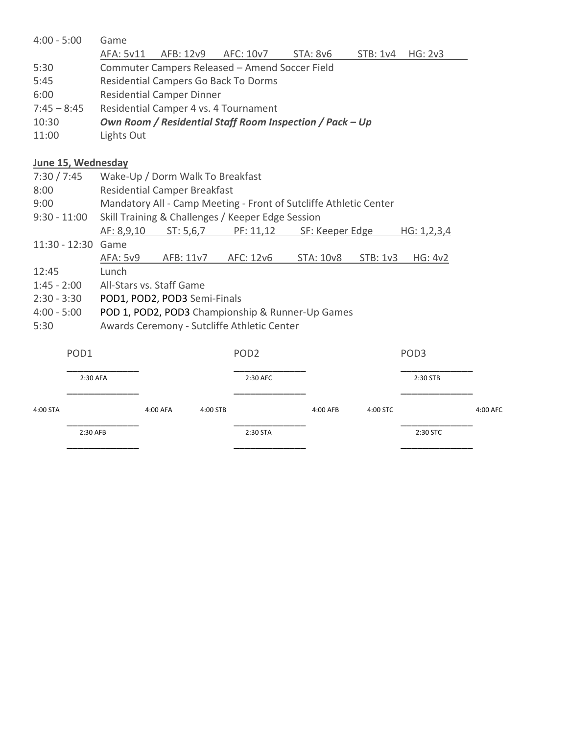| | | | | | | | |
|---|---|---|---|---|---|---|---|
| 4:00 - 5:00 | Game | | | | | | |
| | AFA: 5v11 | AFB: 12v9 | AFC: 10v7 | STA: 8v6 | STB: 1v4 | HG: 2v3 | |
| 5:30 | Commuter Campers Released – Amend Soccer Field | | | | | | |
| 5:45 | Residential Campers Go Back To Dorms | | | | | | |
| 6:00 | Residential Camper Dinner | | | | | | |
| 7:45 – 8:45 | Residential Camper 4 vs. 4 Tournament | | | | | | |
| 10:30 | ***Own Room / Residential Staff Room Inspection / Pack – Up*** | | | | | | |
| 11:00 | Lights Out | | | | | | |

**June 15, Wednesday**

| | | | | | | | |
|---|---|---|---|---|---|---|---|
| 7:30 / 7:45 | Wake-Up / Dorm Walk To Breakfast | | | | | | |
| 8:00 | Residential Camper Breakfast | | | | | | |
| 9:00 | Mandatory All - Camp Meeting - Front of Sutcliffe Athletic Center | | | | | | |
| 9:30 - 11:00 | Skill Training & Challenges / Keeper Edge Session | | | | | | |
| | AF: 8,9,10 | ST: 5,6,7 | PF: 11,12 | SF: Keeper Edge | | HG: 1,2,3,4 | |
| 11:30 - 12:30 | Game | | | | | | |
| | AFA: 5v9 | AFB: 11v7 | AFC: 12v6 | STA: 10v8 | STB: 1v3 | HG: 4v2 | |
| 12:45 | Lunch | | | | | | |
| 1:45 - 2:00 | All-Stars vs. Staff Game | | | | | | |
| 2:30 - 3:30 | POD1, POD2, POD3 Semi-Finals | | | | | | |
| 4:00 - 5:00 | POD 1, POD2, POD3 Championship & Runner-Up Games | | | | | | |
| 5:30 | Awards Ceremony - Sutcliffe Athletic Center | | | | | | |

POD1

2:30 AFA

4:00 STA &nbsp;&nbsp;&nbsp;&nbsp; 4:00 AFA

2:30 AFB

POD2

2:30 AFC

4:00 STB &nbsp;&nbsp;&nbsp;&nbsp; 4:00 AFB

2:30 STA

POD3

2:30 STB

4:00 STC &nbsp;&nbsp;&nbsp;&nbsp; 4:00 AFC

2:30 STC